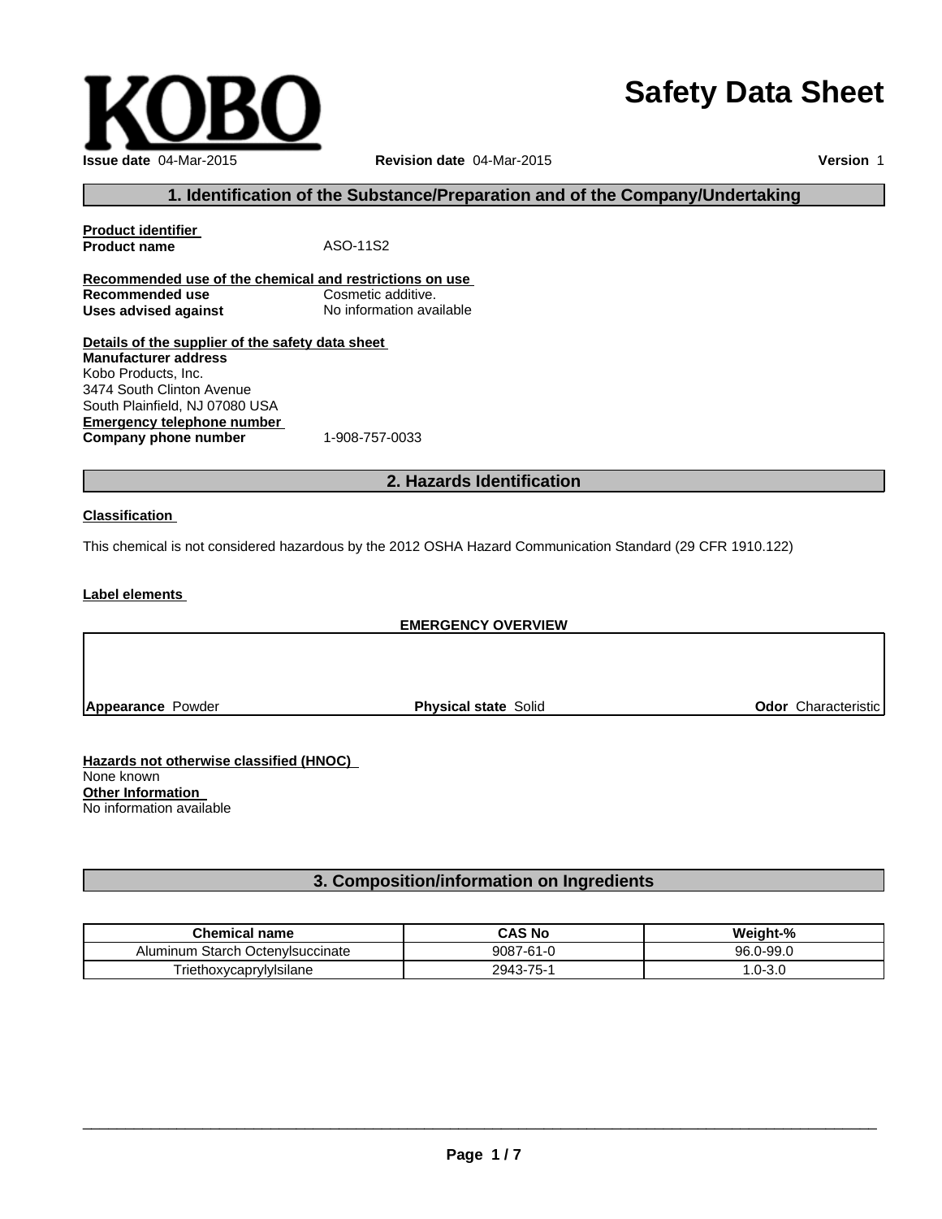KOBO

# Safety Data Sheet

**Issue date** 04-Mar-2015 **Revision date** 04-Mar-2015 **Version** 1

## 1. Identification of the Substance/Preparation and of the Company/Undertaking

**Product identifier**
**Product name** ASO-11S2

**Recommended use of the chemical and restrictions on use**
**Recommended use** Cosmetic additive.
**Uses advised against** No information available

**Details of the supplier of the safety data sheet**
**Manufacturer address**
Kobo Products, Inc.
3474 South Clinton Avenue
South Plainfield, NJ 07080 USA
**Emergency telephone number**
**Company phone number** 1-908-757-0033

## 2. Hazards Identification

**Classification**

This chemical is not considered hazardous by the 2012 OSHA Hazard Communication Standard (29 CFR 1910.122)

**Label elements**

**EMERGENCY OVERVIEW**

**Appearance** Powder **Physical state** Solid **Odor** Characteristic

**Hazards not otherwise classified (HNOC)**
None known
**Other Information**
No information available

## 3. Composition/information on Ingredients

| Chemical name | CAS No | Weight-% |
|---|---|---|
| Aluminum Starch Octenylsuccinate | 9087-61-0 | 96.0-99.0 |
| Triethoxycaprylylsilane | 2943-75-1 | 1.0-3.0 |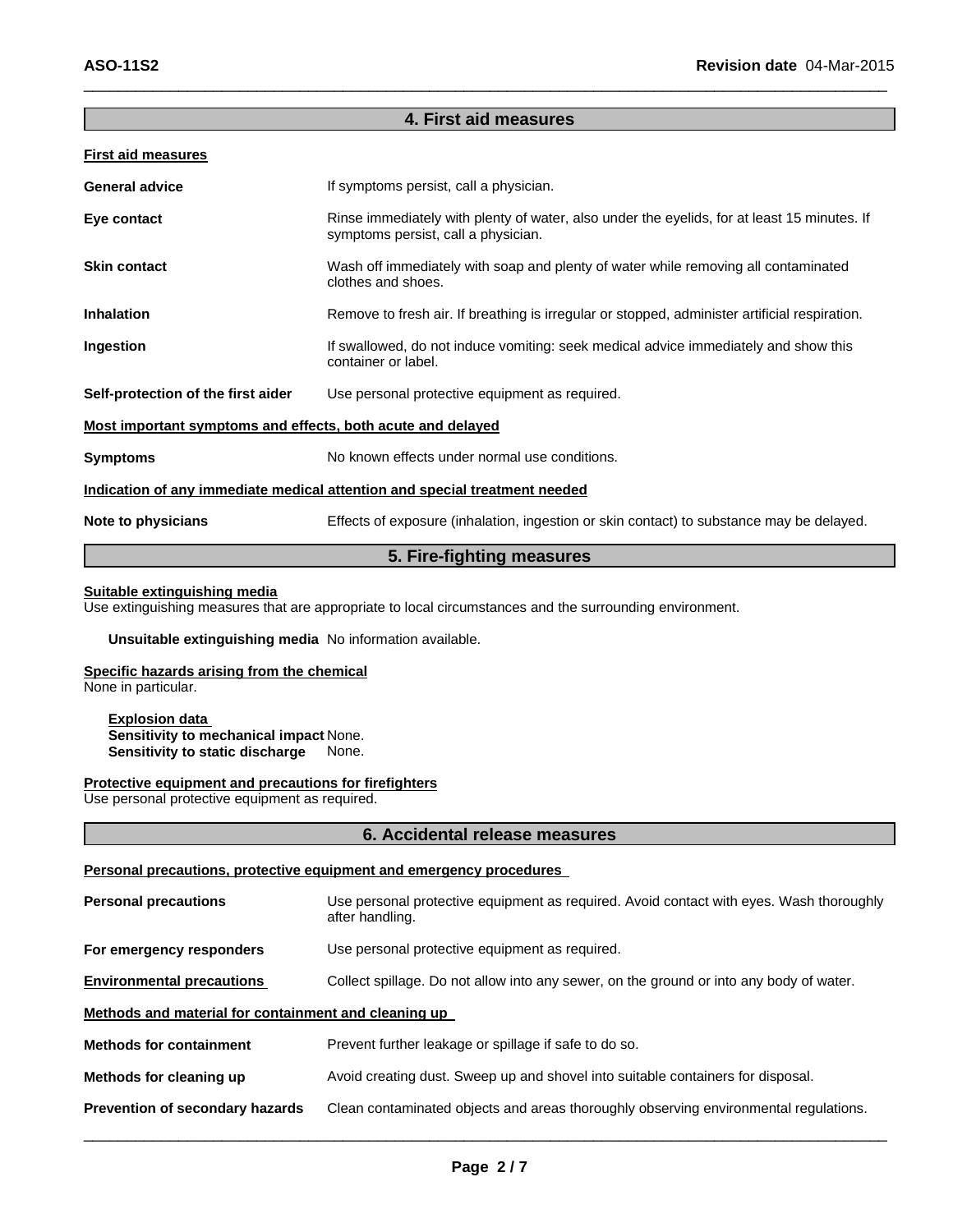## 4. First aid measures

**First aid measures**

| | |
|---|---|
| **General advice** | If symptoms persist, call a physician. |
| **Eye contact** | Rinse immediately with plenty of water, also under the eyelids, for at least 15 minutes. If symptoms persist, call a physician. |
| **Skin contact** | Wash off immediately with soap and plenty of water while removing all contaminated clothes and shoes. |
| **Inhalation** | Remove to fresh air. If breathing is irregular or stopped, administer artificial respiration. |
| **Ingestion** | If swallowed, do not induce vomiting: seek medical advice immediately and show this container or label. |
| **Self-protection of the first aider** | Use personal protective equipment as required. |

**Most important symptoms and effects, both acute and delayed**

| | |
|---|---|
| **Symptoms** | No known effects under normal use conditions. |

**Indication of any immediate medical attention and special treatment needed**

| | |
|---|---|
| **Note to physicians** | Effects of exposure (inhalation, ingestion or skin contact) to substance may be delayed. |

## 5. Fire-fighting measures

**Suitable extinguishing media**
Use extinguishing measures that are appropriate to local circumstances and the surrounding environment.

**Unsuitable extinguishing media** No information available.

**Specific hazards arising from the chemical**
None in particular.

**Explosion data**
**Sensitivity to mechanical impact** None.
**Sensitivity to static discharge** None.

**Protective equipment and precautions for firefighters**
Use personal protective equipment as required.

## 6. Accidental release measures

**Personal precautions, protective equipment and emergency procedures**

| | |
|---|---|
| **Personal precautions** | Use personal protective equipment as required. Avoid contact with eyes. Wash thoroughly after handling. |
| **For emergency responders** | Use personal protective equipment as required. |
| **Environmental precautions** | Collect spillage. Do not allow into any sewer, on the ground or into any body of water. |

**Methods and material for containment and cleaning up**

| | |
|---|---|
| **Methods for containment** | Prevent further leakage or spillage if safe to do so. |
| **Methods for cleaning up** | Avoid creating dust. Sweep up and shovel into suitable containers for disposal. |
| **Prevention of secondary hazards** | Clean contaminated objects and areas thoroughly observing environmental regulations. |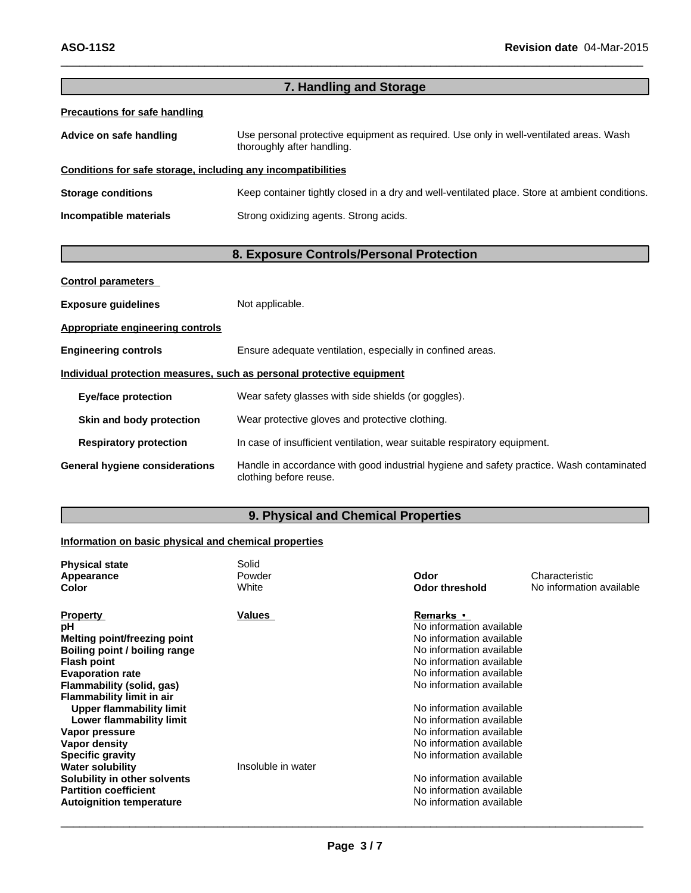## 7. Handling and Storage

**Precautions for safe handling**

**Advice on safe handling** Use personal protective equipment as required. Use only in well-ventilated areas. Wash thoroughly after handling.

**Conditions for safe storage, including any incompatibilities**

**Storage conditions** Keep container tightly closed in a dry and well-ventilated place. Store at ambient conditions.

**Incompatible materials** Strong oxidizing agents. Strong acids.

## 8. Exposure Controls/Personal Protection

**Control parameters**

**Exposure guidelines** Not applicable.

**Appropriate engineering controls**

**Engineering controls** Ensure adequate ventilation, especially in confined areas.

**Individual protection measures, such as personal protective equipment**

**Eye/face protection** Wear safety glasses with side shields (or goggles).

**Skin and body protection** Wear protective gloves and protective clothing.

**Respiratory protection** In case of insufficient ventilation, wear suitable respiratory equipment.

**General hygiene considerations** Handle in accordance with good industrial hygiene and safety practice. Wash contaminated clothing before reuse.

## 9. Physical and Chemical Properties

**Information on basic physical and chemical properties**

| | | | |
|---|---|---|---|
| **Physical state** | Solid | | |
| **Appearance** | Powder | **Odor** | Characteristic |
| **Color** | White | **Odor threshold** | No information available |

| Property | Values | Remarks • |
|---|---|---|
| **pH** | | No information available |
| **Melting point/freezing point** | | No information available |
| **Boiling point / boiling range** | | No information available |
| **Flash point** | | No information available |
| **Evaporation rate** | | No information available |
| **Flammability (solid, gas)** | | No information available |
| **Flammability limit in air** | | |
| **Upper flammability limit** | | No information available |
| **Lower flammability limit** | | No information available |
| **Vapor pressure** | | No information available |
| **Vapor density** | | No information available |
| **Specific gravity** | | No information available |
| **Water solubility** | Insoluble in water | |
| **Solubility in other solvents** | | No information available |
| **Partition coefficient** | | No information available |
| **Autoignition temperature** | | No information available |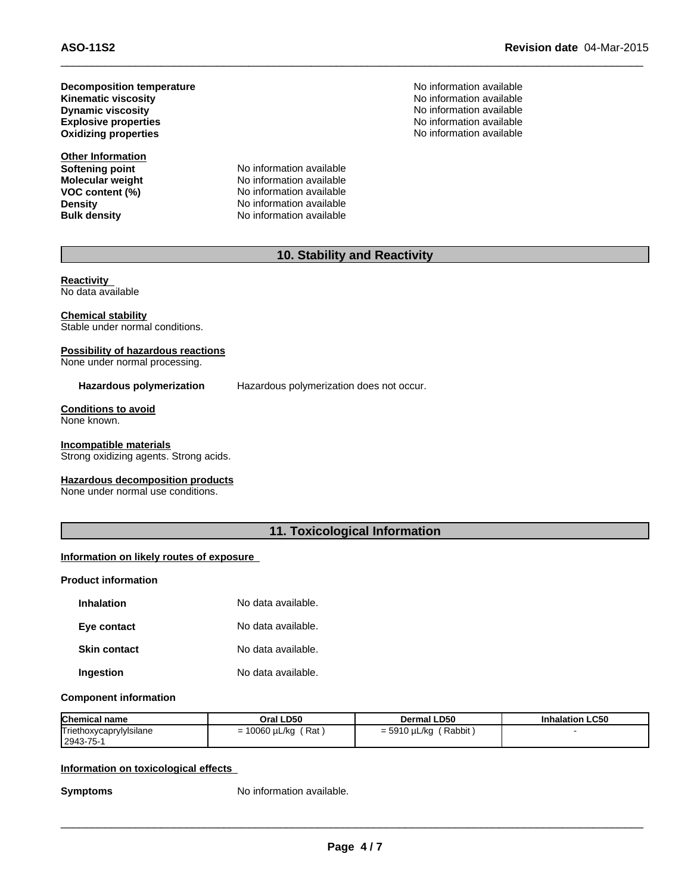**Decomposition temperature** No information available
**Kinematic viscosity** No information available
**Dynamic viscosity** No information available
**Explosive properties** No information available
**Oxidizing properties** No information available

**Other Information**

**Softening point** No information available
**Molecular weight** No information available
**VOC content (%)** No information available
**Density** No information available
**Bulk density** No information available

## 10. Stability and Reactivity

**Reactivity**
No data available

**Chemical stability**
Stable under normal conditions.

**Possibility of hazardous reactions**
None under normal processing.

**Hazardous polymerization** Hazardous polymerization does not occur.

**Conditions to avoid**
None known.

**Incompatible materials**
Strong oxidizing agents. Strong acids.

**Hazardous decomposition products**
None under normal use conditions.

## 11. Toxicological Information

**Information on likely routes of exposure**

**Product information**

**Inhalation** No data available.

**Eye contact** No data available.

**Skin contact** No data available.

**Ingestion** No data available.

**Component information**

| Chemical name | Oral LD50 | Dermal LD50 | Inhalation LC50 |
|---|---|---|---|
| Triethoxycaprylylsilane 2943-75-1 | = 10060 µL/kg ( Rat ) | = 5910 µL/kg ( Rabbit ) | - |

**Information on toxicological effects**

**Symptoms** No information available.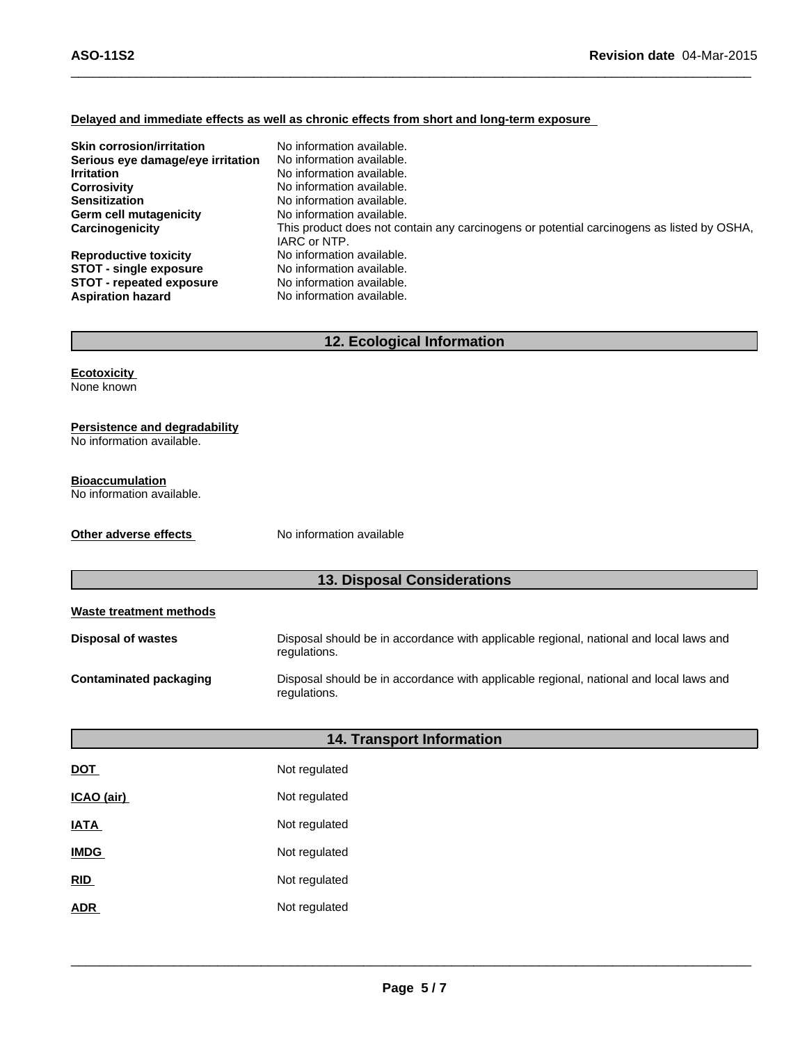**Delayed and immediate effects as well as chronic effects from short and long-term exposure**

| | |
|---|---|
| **Skin corrosion/irritation** | No information available. |
| **Serious eye damage/eye irritation** | No information available. |
| **Irritation** | No information available. |
| **Corrosivity** | No information available. |
| **Sensitization** | No information available. |
| **Germ cell mutagenicity** | No information available. |
| **Carcinogenicity** | This product does not contain any carcinogens or potential carcinogens as listed by OSHA, IARC or NTP. |
| **Reproductive toxicity** | No information available. |
| **STOT - single exposure** | No information available. |
| **STOT - repeated exposure** | No information available. |
| **Aspiration hazard** | No information available. |

## 12. Ecological Information

**Ecotoxicity**
None known

**Persistence and degradability**
No information available.

**Bioaccumulation**
No information available.

**Other adverse effects** No information available

## 13. Disposal Considerations

**Waste treatment methods**

| | |
|---|---|
| **Disposal of wastes** | Disposal should be in accordance with applicable regional, national and local laws and regulations. |
| **Contaminated packaging** | Disposal should be in accordance with applicable regional, national and local laws and regulations. |

## 14. Transport Information

| | |
|---|---|
| **DOT** | Not regulated |
| **ICAO (air)** | Not regulated |
| **IATA** | Not regulated |
| **IMDG** | Not regulated |
| **RID** | Not regulated |
| **ADR** | Not regulated |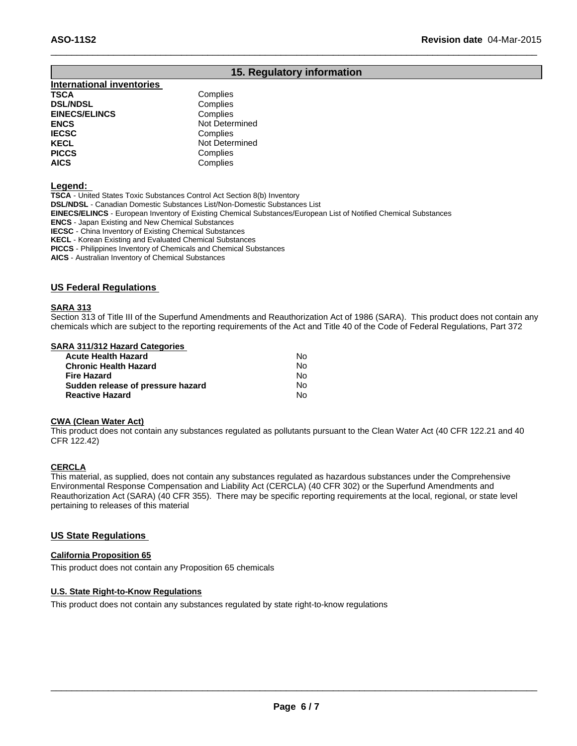## 15. Regulatory information

**International inventories**

| | |
|---|---|
| **TSCA** | Complies |
| **DSL/NDSL** | Complies |
| **EINECS/ELINCS** | Complies |
| **ENCS** | Not Determined |
| **IECSC** | Complies |
| **KECL** | Not Determined |
| **PICCS** | Complies |
| **AICS** | Complies |

**Legend:**

**TSCA** - United States Toxic Substances Control Act Section 8(b) Inventory
**DSL/NDSL** - Canadian Domestic Substances List/Non-Domestic Substances List
**EINECS/ELINCS** - European Inventory of Existing Chemical Substances/European List of Notified Chemical Substances
**ENCS** - Japan Existing and New Chemical Substances
**IECSC** - China Inventory of Existing Chemical Substances
**KECL** - Korean Existing and Evaluated Chemical Substances
**PICCS** - Philippines Inventory of Chemicals and Chemical Substances
**AICS** - Australian Inventory of Chemical Substances

### US Federal Regulations

**SARA 313**

Section 313 of Title III of the Superfund Amendments and Reauthorization Act of 1986 (SARA). This product does not contain any chemicals which are subject to the reporting requirements of the Act and Title 40 of the Code of Federal Regulations, Part 372

**SARA 311/312 Hazard Categories**

| | |
|---|---|
| **Acute Health Hazard** | No |
| **Chronic Health Hazard** | No |
| **Fire Hazard** | No |
| **Sudden release of pressure hazard** | No |
| **Reactive Hazard** | No |

**CWA (Clean Water Act)**

This product does not contain any substances regulated as pollutants pursuant to the Clean Water Act (40 CFR 122.21 and 40 CFR 122.42)

**CERCLA**

This material, as supplied, does not contain any substances regulated as hazardous substances under the Comprehensive Environmental Response Compensation and Liability Act (CERCLA) (40 CFR 302) or the Superfund Amendments and Reauthorization Act (SARA) (40 CFR 355). There may be specific reporting requirements at the local, regional, or state level pertaining to releases of this material

### US State Regulations

**California Proposition 65**

This product does not contain any Proposition 65 chemicals

**U.S. State Right-to-Know Regulations**

This product does not contain any substances regulated by state right-to-know regulations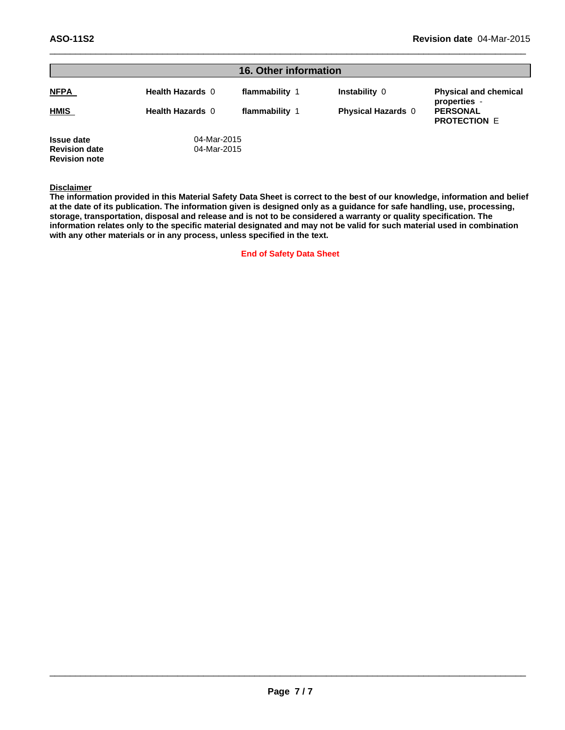## 16. Other information

| | | | | |
|---|---|---|---|---|
| **NFPA** | **Health Hazards** 0 | **flammability** 1 | **Instability** 0 | **Physical and chemical properties** - |
| **HMIS** | **Health Hazards** 0 | **flammability** 1 | **Physical Hazards** 0 | **PERSONAL PROTECTION** E |

**Issue date** 04-Mar-2015
**Revision date** 04-Mar-2015
**Revision note**

**Disclaimer**

**The information provided in this Material Safety Data Sheet is correct to the best of our knowledge, information and belief at the date of its publication. The information given is designed only as a guidance for safe handling, use, processing, storage, transportation, disposal and release and is not to be considered a warranty or quality specification. The information relates only to the specific material designated and may not be valid for such material used in combination with any other materials or in any process, unless specified in the text.**

**End of Safety Data Sheet**